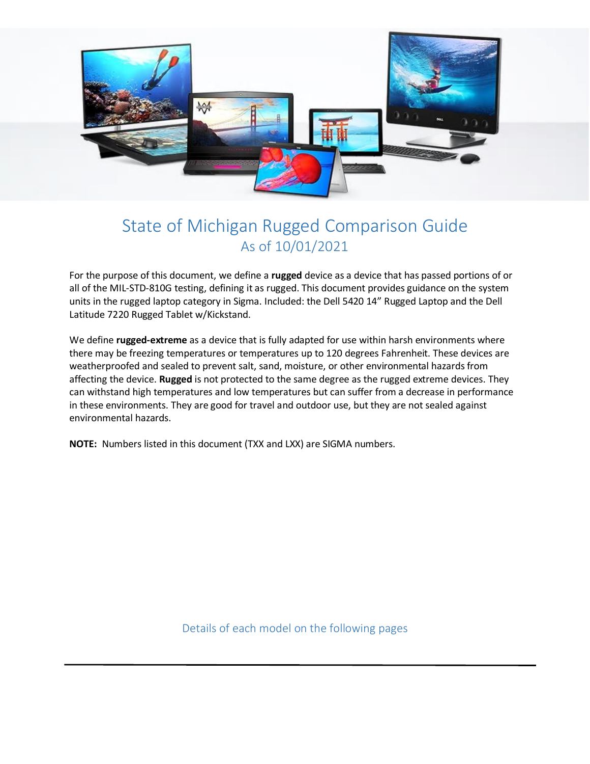# State of Michigan Rugged Comparison Guide

## As of 10/01/2021

For the purpose of this document, we define a **rugged** device as a device that has passed portions of or all of the MIL-STD-810G testing, defining it as rugged. This document provides guidance on the system units in the rugged laptop category in Sigma. Included: the Dell 5420 14" Rugged Laptop and the Dell Latitude 7220 Rugged Tablet w/Kickstand.

We define **rugged-extreme** as a device that is fully adapted for use within harsh environments where there may be freezing temperatures or temperatures up to 120 degrees Fahrenheit. These devices are weatherproofed and sealed to prevent salt, sand, moisture, or other environmental hazards from affecting the device. **Rugged** is not protected to the same degree as the rugged extreme devices. They can withstand high temperatures and low temperatures but can suffer from a decrease in performance in these environments. They are good for travel and outdoor use, but they are not sealed against environmental hazards.

**NOTE:** Numbers listed in this document (TXX and LXX) are SIGMA numbers.

Details of each model on the following pages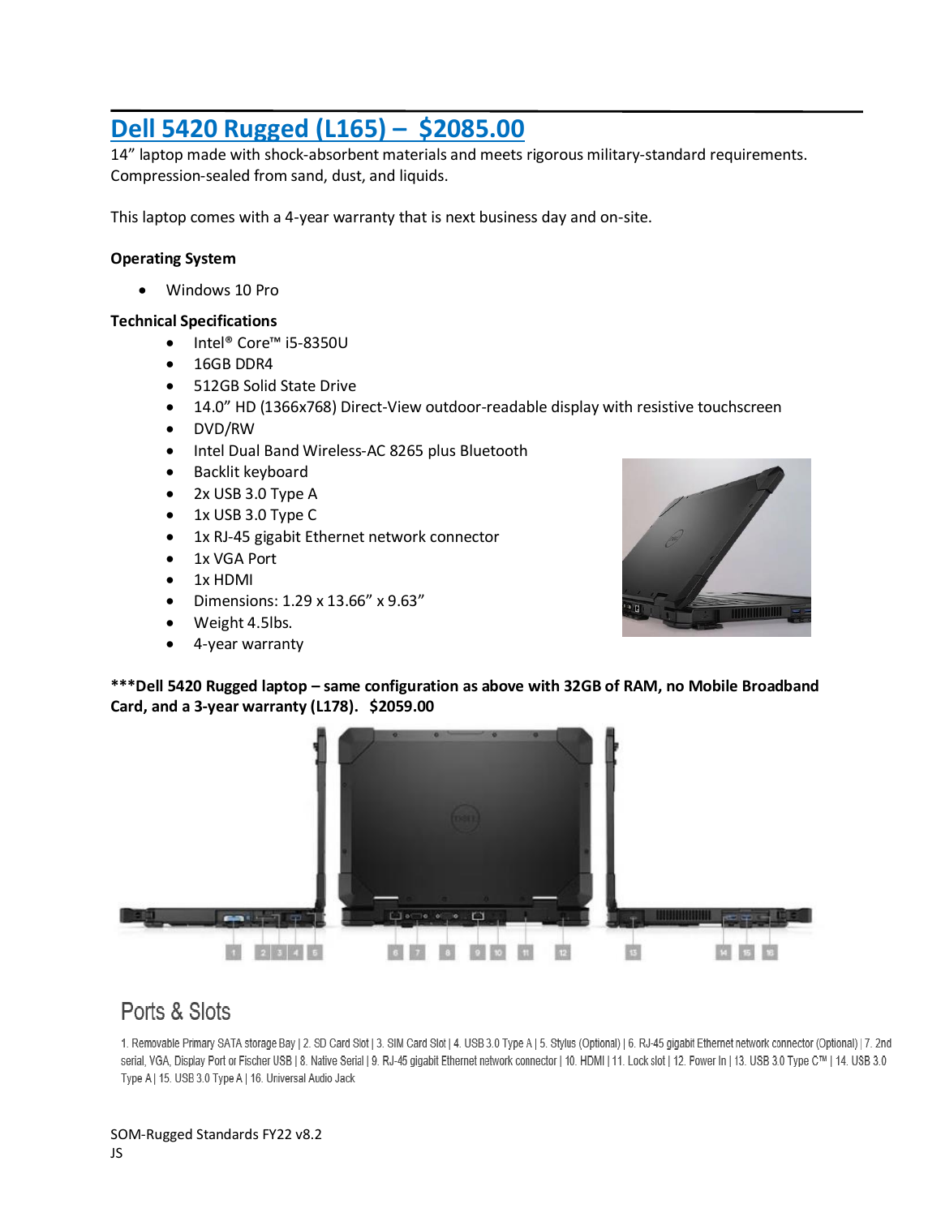## Dell 5420 Rugged (L165) – $2085.00

14" laptop made with shock-absorbent materials and meets rigorous military-standard requirements. Compression-sealed from sand, dust, and liquids.

This laptop comes with a 4-year warranty that is next business day and on-site.

**Operating System**

- Windows 10 Pro

**Technical Specifications**

- Intel® Core™ i5-8350U
- 16GB DDR4
- 512GB Solid State Drive
- 14.0" HD (1366x768) Direct-View outdoor-readable display with resistive touchscreen
- DVD/RW
- Intel Dual Band Wireless-AC 8265 plus Bluetooth
- Backlit keyboard
- 2x USB 3.0 Type A
- 1x USB 3.0 Type C
- 1x RJ-45 gigabit Ethernet network connector
- 1x VGA Port
- 1x HDMI
- Dimensions: 1.29 x 13.66" x 9.63"
- Weight 4.5lbs.
- 4-year warranty

**\*\*\*Dell 5420 Rugged laptop – same configuration as above with 32GB of RAM, no Mobile Broadband Card, and a 3-year warranty (L178). $2059.00**

1 2 3 4 5 6 7 8 9 10 11 12 13 14 15 16

## Ports & Slots

1. Removable Primary SATA storage Bay | 2. SD Card Slot | 3. SIM Card Slot | 4. USB 3.0 Type A | 5. Stylus (Optional) | 6. RJ-45 gigabit Ethernet network connector (Optional) | 7. 2nd serial, VGA, Display Port or Fischer USB | 8. Native Serial | 9. RJ-45 gigabit Ethernet network connector | 10. HDMI | 11. Lock slot | 12. Power In | 13. USB 3.0 Type C™ | 14. USB 3.0 Type A | 15. USB 3.0 Type A | 16. Universal Audio Jack

SOM-Rugged Standards FY22 v8.2
JS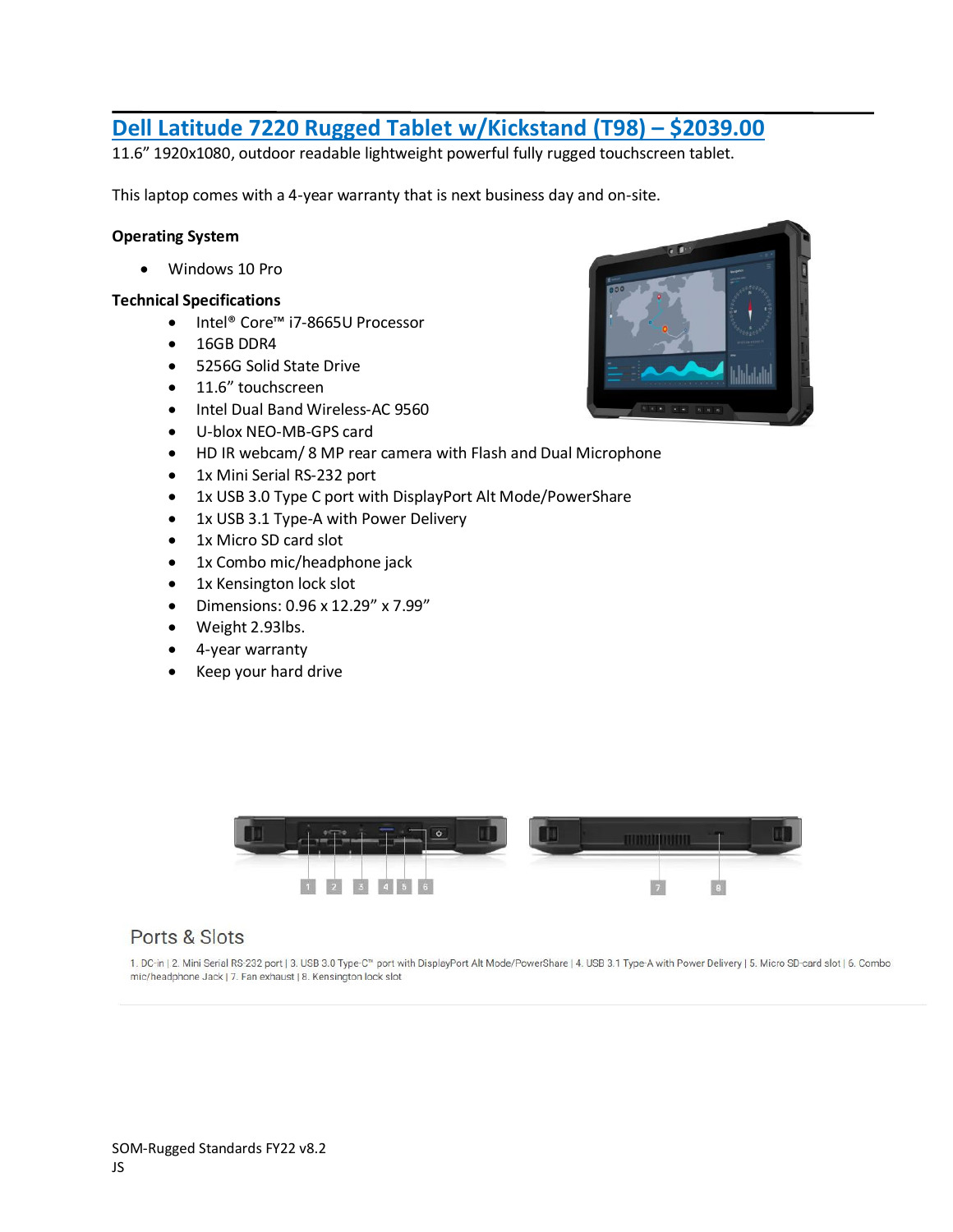## [Dell Latitude 7220 Rugged Tablet w/Kickstand (T98) – $2039.00]

11.6" 1920x1080, outdoor readable lightweight powerful fully rugged touchscreen tablet.

This laptop comes with a 4-year warranty that is next business day and on-site.

**Operating System**

- Windows 10 Pro

**Technical Specifications**

- Intel® Core™ i7-8665U Processor
- 16GB DDR4
- 5256G Solid State Drive
- 11.6" touchscreen
- Intel Dual Band Wireless-AC 9560
- U-blox NEO-MB-GPS card
- HD IR webcam/ 8 MP rear camera with Flash and Dual Microphone
- 1x Mini Serial RS-232 port
- 1x USB 3.0 Type C port with DisplayPort Alt Mode/PowerShare
- 1x USB 3.1 Type-A with Power Delivery
- 1x Micro SD card slot
- 1x Combo mic/headphone jack
- 1x Kensington lock slot
- Dimensions: 0.96 x 12.29" x 7.99"
- Weight 2.93lbs.
- 4-year warranty
- Keep your hard drive

1 2 3 4 5 6 7 8

### Ports & Slots

1. DC-in | 2. Mini Serial RS-232 port | 3. USB 3.0 Type-C™ port with DisplayPort Alt Mode/PowerShare | 4. USB 3.1 Type-A with Power Delivery | 5. Micro SD-card slot | 6. Combo mic/headphone Jack | 7. Fan exhaust | 8. Kensington lock slot

SOM-Rugged Standards FY22 v8.2
JS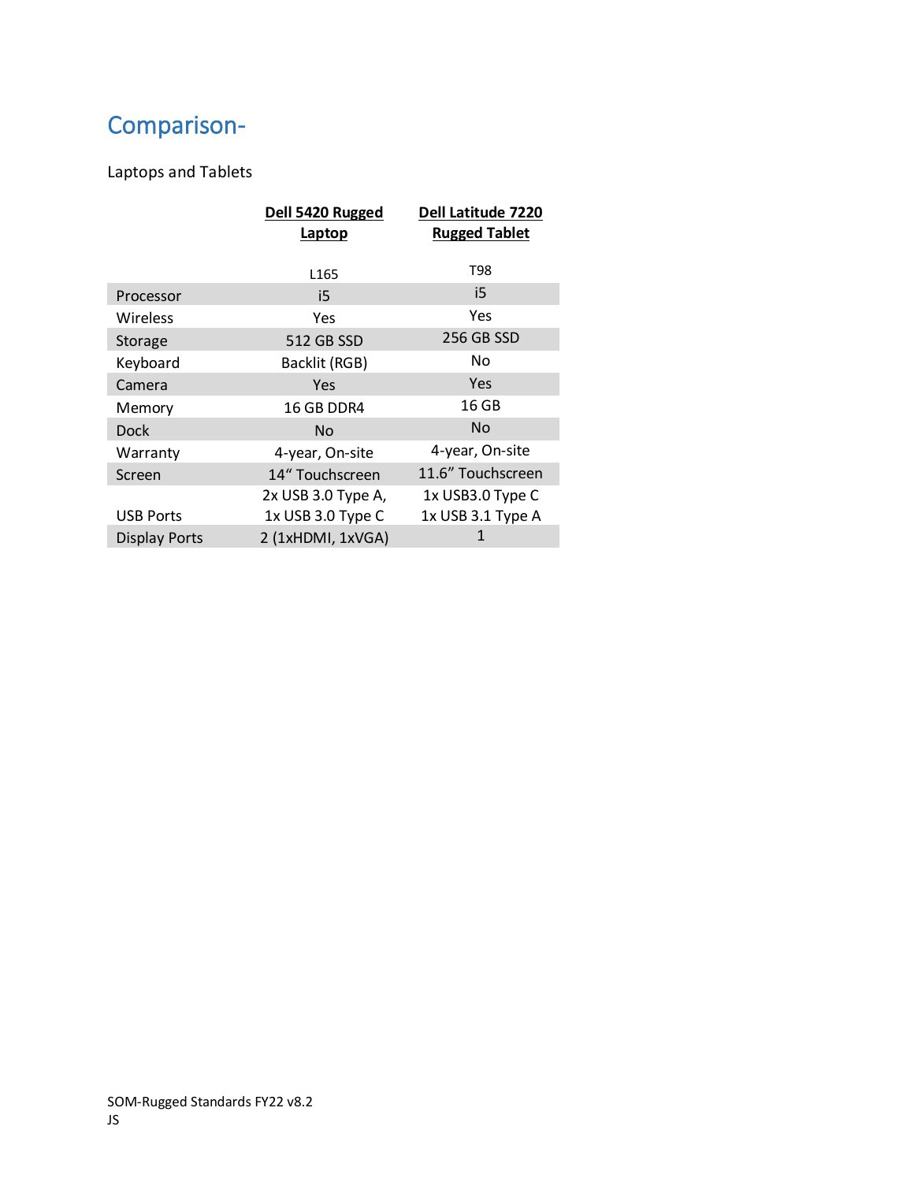## Comparison-

Laptops and Tablets

| | Dell 5420 Rugged Laptop | Dell Latitude 7220 Rugged Tablet |
|---|---|---|
| | L165 | T98 |
| Processor | i5 | i5 |
| Wireless | Yes | Yes |
| Storage | 512 GB SSD | 256 GB SSD |
| Keyboard | Backlit (RGB) | No |
| Camera | Yes | Yes |
| Memory | 16 GB DDR4 | 16 GB |
| Dock | No | No |
| Warranty | 4-year, On-site | 4-year, On-site |
| Screen | 14" Touchscreen | 11.6" Touchscreen |
| USB Ports | 2x USB 3.0 Type A, 1x USB 3.0 Type C | 1x USB3.0 Type C 1x USB 3.1 Type A |
| Display Ports | 2 (1xHDMI, 1xVGA) | 1 |